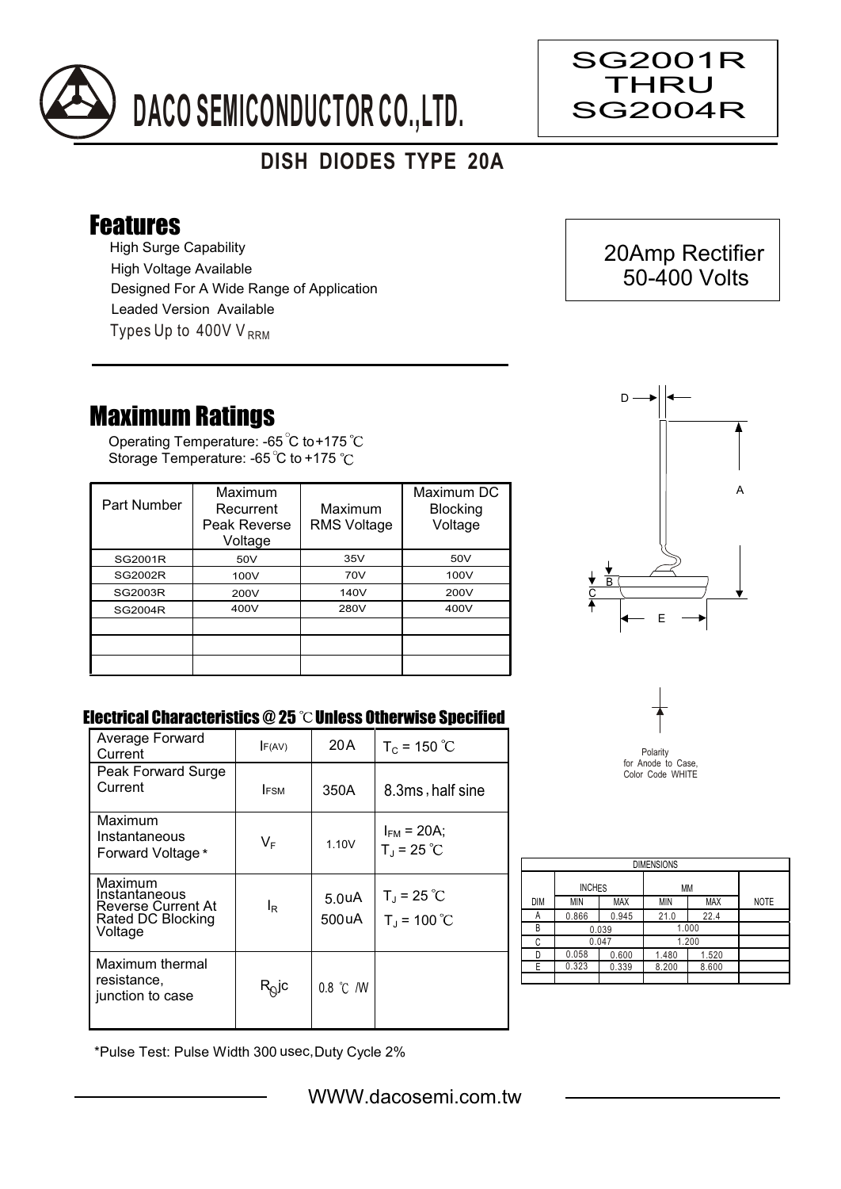# DACO SEMICONDUCTOR CO.,LTD.

SG2001R THRU SG2004R

## DISH DIODES TYPE 20A

## Features

- High Surge Capability
- High Voltage Available
- Designed For A Wide Range of Application
- Leaded Version Available
- Types Up to 400V $V_{RRM}$

20Amp Rectifier
50-400 Volts

## Maximum Ratings

Operating Temperature: -65 ℃ to +175 ℃
Storage Temperature: -65 ℃ to +175 ℃

| Part Number | Maximum Recurrent Peak Reverse Voltage | Maximum RMS Voltage | Maximum DC Blocking Voltage |
|---|---|---|---|
| SG2001R | 50V | 35V | 50V |
| SG2002R | 100V | 70V | 100V |
| SG2003R | 200V | 140V | 200V |
| SG2004R | 400V | 280V | 400V |
| | | | |
| | | | |
| | | | |

### Electrical Characteristics @ 25 ℃ Unless Otherwise Specified

| | | | |
|---|---|---|---|
| Average Forward Current | $I_{F(AV)}$ | 20A | $T_C$ = 150 ℃ |
| Peak Forward Surge Current | $I_{FSM}$ | 350A | 8.3ms, half sine |
| Maximum Instantaneous Forward Voltage * | $V_F$ | 1.10V | $I_{FM}$ = 20A; $T_J$ = 25 ℃ |
| Maximum Instantaneous Reverse Current At Rated DC Blocking Voltage | $I_R$ | 5.0uA<br>500uA | $T_J$ = 25 ℃<br>$T_J$ = 100 ℃ |
| Maximum thermal resistance, junction to case | $R_{\theta}jc$ | 0.8 ℃ /W | |

*Pulse Test: Pulse Width 300 usec, Duty Cycle 2%

Polarity for Anode to Case, Color Code WHITE

| DIMENSIONS | | | | | |
|---|---|---|---|---|---|
| | INCHES | | MM | | |
| DIM | MIN | MAX | MIN | MAX | NOTE |
| A | 0.866 | 0.945 | 21.0 | 22.4 | |
| B | 0.039 | | 1.000 | | |
| C | 0.047 | | 1.200 | | |
| D | 0.058 | 0.600 | 1.480 | 1.520 | |
| E | 0.323 | 0.339 | 8.200 | 8.600 | |

WWW.dacosemi.com.tw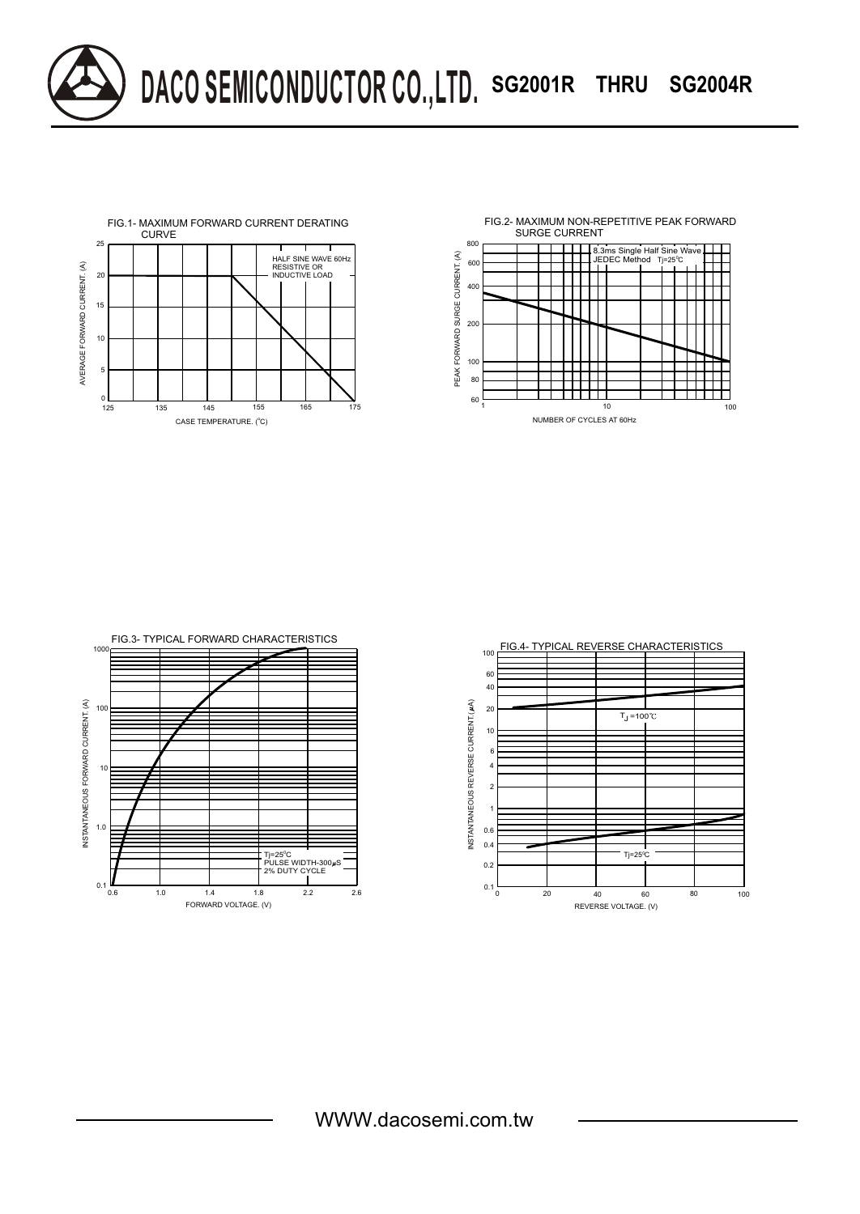# DACO SEMICONDUCTOR CO.,LTD. SG2001R THRU SG2004R

FIG.1- MAXIMUM FORWARD CURRENT DERATING CURVE

AVERAGE FORWARD CURRENT. (A)

25
20
15
10
5
0

125 135 145 155 165 175

CASE TEMPERATURE. (°C)

HALF SINE WAVE 60Hz
RESISTIVE OR
INDUCTIVE LOAD

FIG.2- MAXIMUM NON-REPETITIVE PEAK FORWARD SURGE CURRENT

PEAK FORWARD SURGE CURRENT. (A)

800
600
400
200
100
80
60

1 10 100

NUMBER OF CYCLES AT 60Hz

8.3ms Single Half Sine Wave
JEDEC Method Tj=25°C

FIG.3- TYPICAL FORWARD CHARACTERISTICS

INSTANTANEOUS FORWARD CURRENT. (A)

1000
100
10
1.0
0.1

0.6 1.0 1.4 1.8 2.2 2.6

FORWARD VOLTAGE. (V)

Tj=25°C
PULSE WIDTH-300μS
2% DUTY CYCLE

FIG.4- TYPICAL REVERSE CHARACTERISTICS

INSTANTANEOUS REVERSE CURRENT.(μA)

100
60
40
20
10
6
4
2
1
0.6
0.4
0.2
0.1

0 20 40 60 80 100

REVERSE VOLTAGE. (V)

$T_J$ =100℃

Tj=25℃

WWW.dacosemi.com.tw